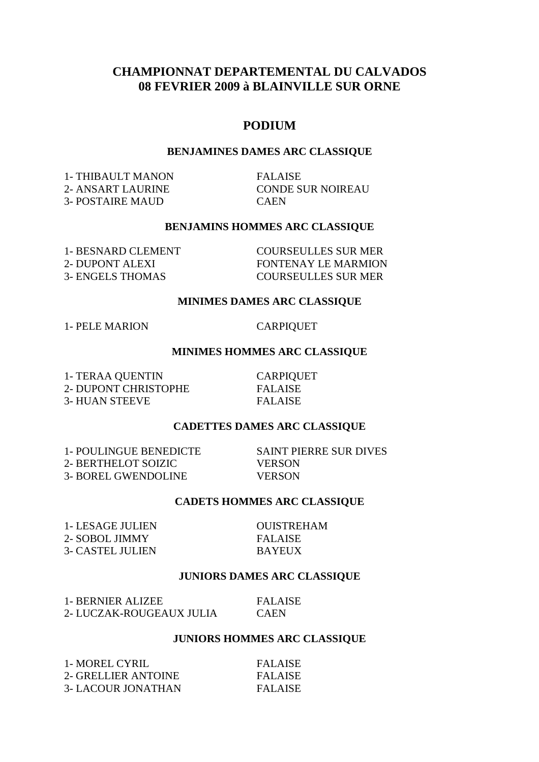# CHAMPIONNAT DEPARTEMENTAL DU CALVADOS
# 08 FEVRIER 2009 à BLAINVILLE SUR ORNE

## PODIUM

### BENJAMINES DAMES ARC CLASSIQUE

| | |
|---|---|
| 1- THIBAULT MANON | FALAISE |
| 2- ANSART LAURINE | CONDE SUR NOIREAU |
| 3- POSTAIRE MAUD | CAEN |

### BENJAMINS HOMMES ARC CLASSIQUE

| | |
|---|---|
| 1- BESNARD CLEMENT | COURSEULLES SUR MER |
| 2- DUPONT ALEXI | FONTENAY LE MARMION |
| 3- ENGELS THOMAS | COURSEULLES SUR MER |

### MINIMES DAMES ARC CLASSIQUE

| | |
|---|---|
| 1- PELE MARION | CARPIQUET |

### MINIMES HOMMES ARC CLASSIQUE

| | |
|---|---|
| 1- TERAA QUENTIN | CARPIQUET |
| 2- DUPONT CHRISTOPHE | FALAISE |
| 3- HUAN STEEVE | FALAISE |

### CADETTES DAMES ARC CLASSIQUE

| | |
|---|---|
| 1- POULINGUE BENEDICTE | SAINT PIERRE SUR DIVES |
| 2- BERTHELOT SOIZIC | VERSON |
| 3- BOREL GWENDOLINE | VERSON |

### CADETS HOMMES ARC CLASSIQUE

| | |
|---|---|
| 1- LESAGE JULIEN | OUISTREHAM |
| 2- SOBOL JIMMY | FALAISE |
| 3- CASTEL JULIEN | BAYEUX |

### JUNIORS DAMES ARC CLASSIQUE

| | |
|---|---|
| 1- BERNIER ALIZEE | FALAISE |
| 2- LUCZAK-ROUGEAUX JULIA | CAEN |

### JUNIORS HOMMES ARC CLASSIQUE

| | |
|---|---|
| 1- MOREL CYRIL | FALAISE |
| 2- GRELLIER ANTOINE | FALAISE |
| 3- LACOUR JONATHAN | FALAISE |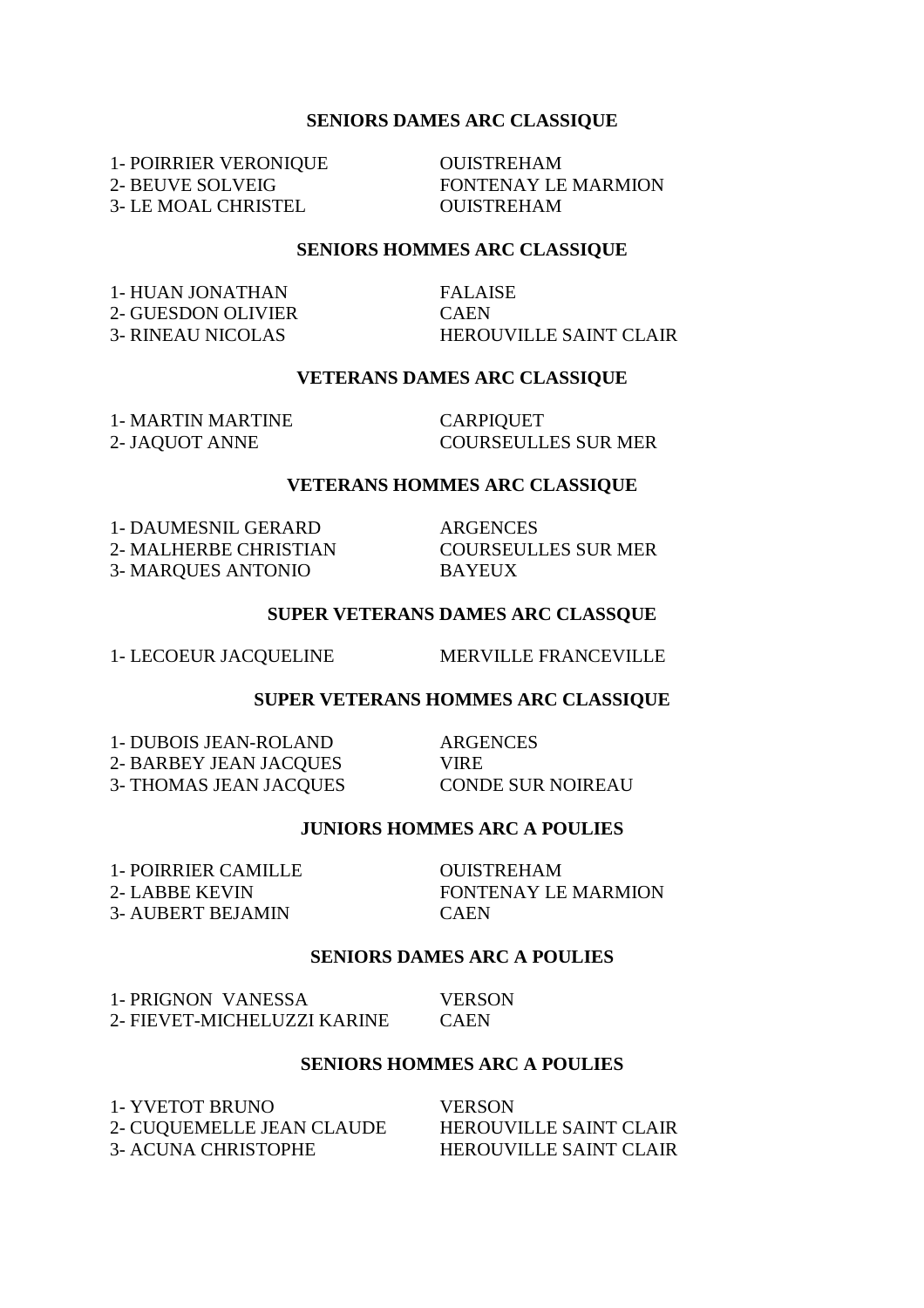**SENIORS DAMES ARC CLASSIQUE**

1- POIRRIER VERONIQUE — OUISTREHAM
2- BEUVE SOLVEIG — FONTENAY LE MARMION
3- LE MOAL CHRISTEL — OUISTREHAM

**SENIORS HOMMES ARC CLASSIQUE**

1- HUAN JONATHAN — FALAISE
2- GUESDON OLIVIER — CAEN
3- RINEAU NICOLAS — HEROUVILLE SAINT CLAIR

**VETERANS DAMES ARC CLASSIQUE**

1- MARTIN MARTINE — CARPIQUET
2- JAQUOT ANNE — COURSEULLES SUR MER

**VETERANS HOMMES ARC CLASSIQUE**

1- DAUMESNIL GERARD — ARGENCES
2- MALHERBE CHRISTIAN — COURSEULLES SUR MER
3- MARQUES ANTONIO — BAYEUX

**SUPER VETERANS DAMES ARC CLASSQUE**

1- LECOEUR JACQUELINE — MERVILLE FRANCEVILLE

**SUPER VETERANS HOMMES ARC CLASSIQUE**

1- DUBOIS JEAN-ROLAND — ARGENCES
2- BARBEY JEAN JACQUES — VIRE
3- THOMAS JEAN JACQUES — CONDE SUR NOIREAU

**JUNIORS HOMMES ARC A POULIES**

1- POIRRIER CAMILLE — OUISTREHAM
2- LABBE KEVIN — FONTENAY LE MARMION
3- AUBERT BEJAMIN — CAEN

**SENIORS DAMES ARC A POULIES**

1- PRIGNON VANESSA — VERSON
2- FIEVET-MICHELUZZI KARINE — CAEN

**SENIORS HOMMES ARC A POULIES**

1- YVETOT BRUNO — VERSON
2- CUQUEMELLE JEAN CLAUDE — HEROUVILLE SAINT CLAIR
3- ACUNA CHRISTOPHE — HEROUVILLE SAINT CLAIR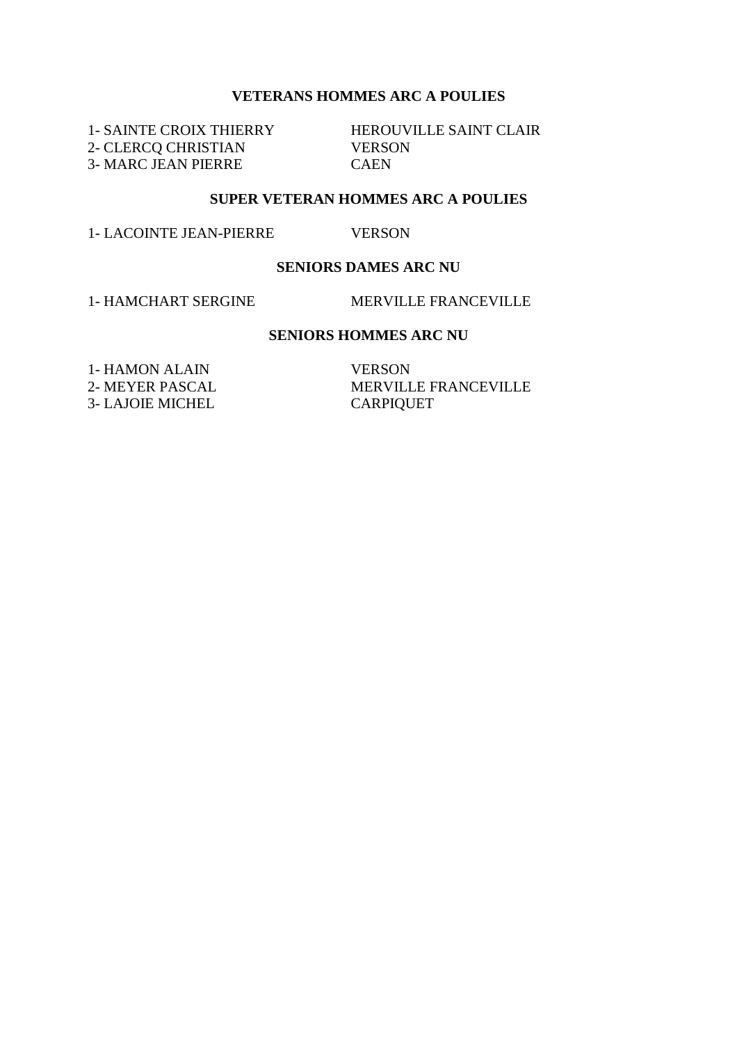**VETERANS HOMMES ARC A POULIES**

| | |
|---|---|
| 1- SAINTE CROIX THIERRY | HEROUVILLE SAINT CLAIR |
| 2- CLERCQ CHRISTIAN | VERSON |
| 3- MARC JEAN PIERRE | CAEN |

**SUPER VETERAN HOMMES ARC A POULIES**

| | |
|---|---|
| 1- LACOINTE JEAN-PIERRE | VERSON |

**SENIORS DAMES ARC NU**

| | |
|---|---|
| 1- HAMCHART SERGINE | MERVILLE FRANCEVILLE |

**SENIORS HOMMES ARC NU**

| | |
|---|---|
| 1- HAMON ALAIN | VERSON |
| 2- MEYER PASCAL | MERVILLE FRANCEVILLE |
| 3- LAJOIE MICHEL | CARPIQUET |